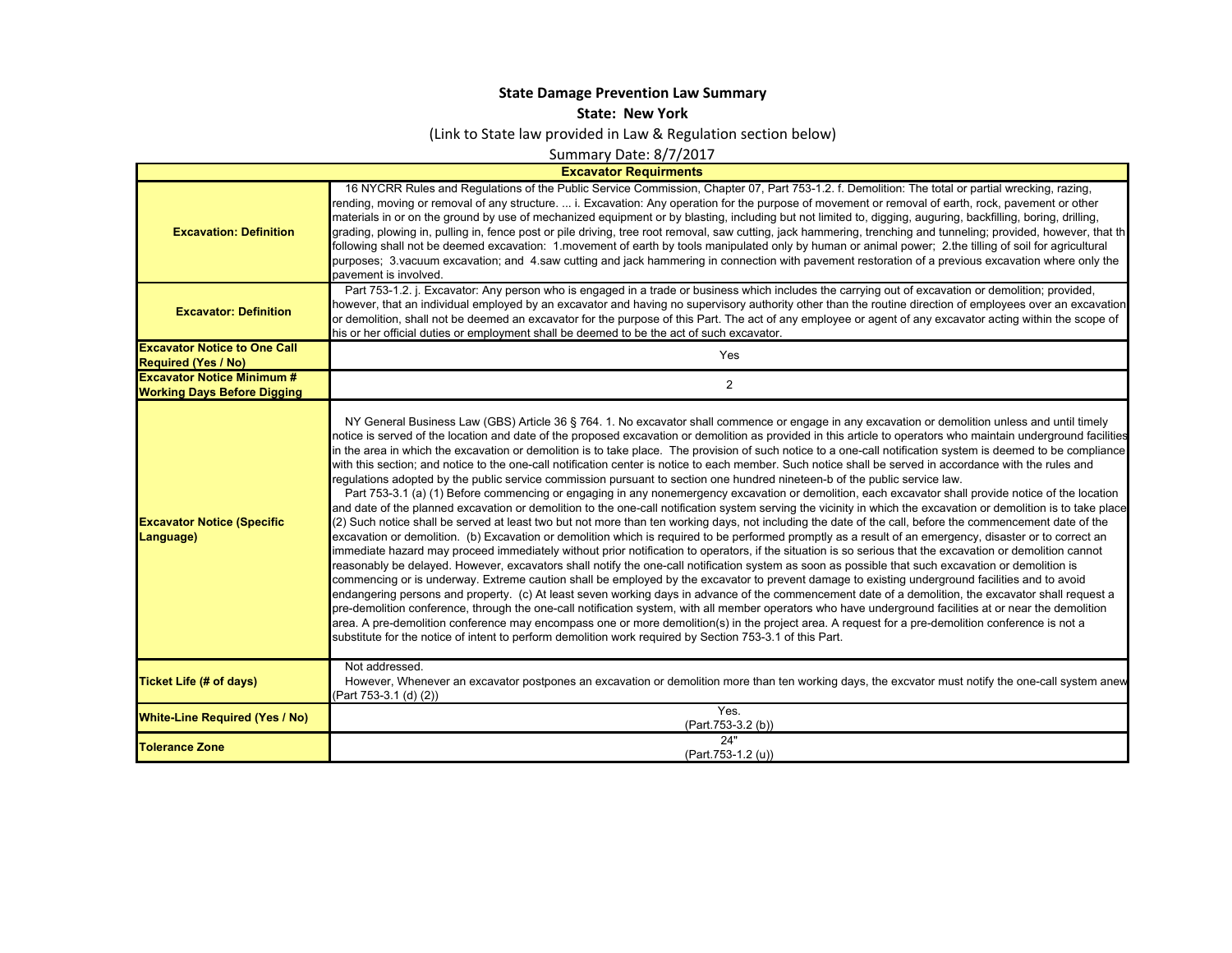**State Damage Prevention Law Summary**

**State: New York**

(Link to State law provided in Law & Regulation section below)

Summary Date: 8/7/2017

| **Excavator Requirments** | |
|---|---|
| **Excavation: Definition** | 16 NYCRR Rules and Regulations of the Public Service Commission, Chapter 07, Part 753-1.2. f. Demolition: The total or partial wrecking, razing, rending, moving or removal of any structure. ... i. Excavation: Any operation for the purpose of movement or removal of earth, rock, pavement or other materials in or on the ground by use of mechanized equipment or by blasting, including but not limited to, digging, auguring, backfilling, boring, drilling, grading, plowing in, pulling in, fence post or pile driving, tree root removal, saw cutting, jack hammering, trenching and tunneling; provided, however, that th following shall not be deemed excavation: 1.movement of earth by tools manipulated only by human or animal power; 2.the tilling of soil for agricultural purposes; 3.vacuum excavation; and 4.saw cutting and jack hammering in connection with pavement restoration of a previous excavation where only the pavement is involved. |
| **Excavator: Definition** | Part 753-1.2. j. Excavator: Any person who is engaged in a trade or business which includes the carrying out of excavation or demolition; provided, however, that an individual employed by an excavator and having no supervisory authority other than the routine direction of employees over an excavation or demolition, shall not be deemed an excavator for the purpose of this Part. The act of any employee or agent of any excavator acting within the scope of his or her official duties or employment shall be deemed to be the act of such excavator. |
| **Excavator Notice to One Call Required (Yes / No)** | Yes |
| **Excavator Notice Minimum # Working Days Before Digging** | 2 |
| **Excavator Notice (Specific Language)** | NY General Business Law (GBS) Article 36 § 764. 1. No excavator shall commence or engage in any excavation or demolition unless and until timely notice is served of the location and date of the proposed excavation or demolition as provided in this article to operators who maintain underground facilities in the area in which the excavation or demolition is to take place. The provision of such notice to a one-call notification system is deemed to be compliance with this section; and notice to the one-call notification center is notice to each member. Such notice shall be served in accordance with the rules and regulations adopted by the public service commission pursuant to section one hundred nineteen-b of the public service law. Part 753-3.1 (a) (1) Before commencing or engaging in any nonemergency excavation or demolition, each excavator shall provide notice of the location and date of the planned excavation or demolition to the one-call notification system serving the vicinity in which the excavation or demolition is to take place (2) Such notice shall be served at least two but not more than ten working days, not including the date of the call, before the commencement date of the excavation or demolition. (b) Excavation or demolition which is required to be performed promptly as a result of an emergency, disaster or to correct an immediate hazard may proceed immediately without prior notification to operators, if the situation is so serious that the excavation or demolition cannot reasonably be delayed. However, excavators shall notify the one-call notification system as soon as possible that such excavation or demolition is commencing or is underway. Extreme caution shall be employed by the excavator to prevent damage to existing underground facilities and to avoid endangering persons and property. (c) At least seven working days in advance of the commencement date of a demolition, the excavator shall request a pre-demolition conference, through the one-call notification system, with all member operators who have underground facilities at or near the demolition area. A request for a pre-demolition conference may encompass one or more demolition(s) in the project area. A request for a pre-demolition conference is not a substitute for the notice of intent to perform demolition work required by Section 753-3.1 of this Part. |
| **Ticket Life (# of days)** | Not addressed. However, Whenever an excavator postpones an excavation or demolition more than ten working days, the excvator must notify the one-call system anew (Part 753-3.1 (d) (2)) |
| **White-Line Required (Yes / No)** | Yes. (Part.753-3.2 (b)) |
| **Tolerance Zone** | 24" (Part.753-1.2 (u)) |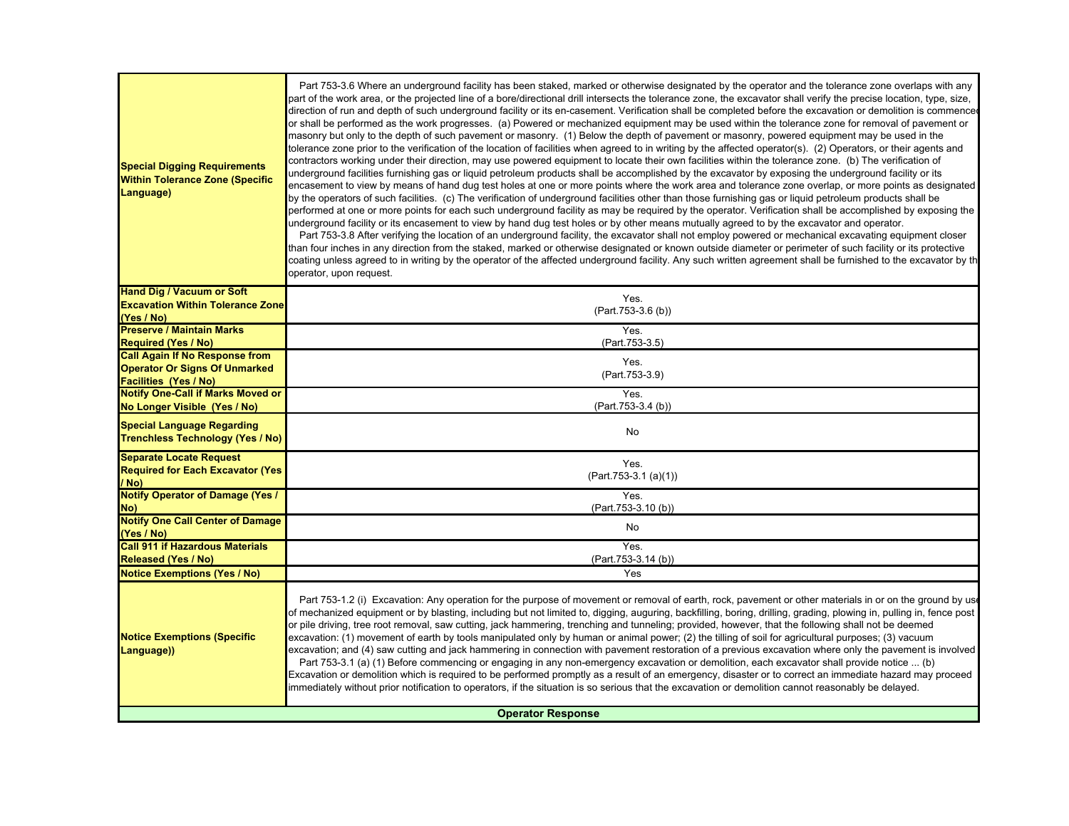| | |
|---|---|
| **Special Digging Requirements Within Tolerance Zone (Specific Language)** | Part 753-3.6 Where an underground facility has been staked, marked or otherwise designated by the operator and the tolerance zone overlaps with any part of the work area, or the projected line of a bore/directional drill intersects the tolerance zone, the excavator shall verify the precise location, type, size, direction of run and depth of such underground facility or its en-casement. Verification shall be completed before the excavation or demolition is commenced or shall be performed as the work progresses. (a) Powered or mechanized equipment may be used within the tolerance zone for removal of pavement or masonry but only to the depth of such pavement or masonry. (1) Below the depth of pavement or masonry, powered equipment may be used in the tolerance zone prior to the verification of the location of facilities when agreed to in writing by the affected operator(s). (2) Operators, or their agents and contractors working under their direction, may use powered equipment to locate their own facilities within the tolerance zone. (b) The verification of underground facilities furnishing gas or liquid petroleum products shall be accomplished by the excavator by exposing the underground facility or its encasement to view by means of hand dug test holes at one or more points where the work area and tolerance zone overlap, or more points as designated by the operators of such facilities. (c) The verification of underground facilities other than those furnishing gas or liquid petroleum products shall be performed at one or more points for each such underground facility as may be required by the operator. Verification shall be accomplished by exposing the underground facility or its encasement to view by hand dug test holes or by other means mutually agreed to by the excavator and operator.<br>Part 753-3.8 After verifying the location of an underground facility, the excavator shall not employ powered or mechanical excavating equipment closer than four inches in any direction from the staked, marked or otherwise designated or known outside diameter or perimeter of such facility or its protective coating unless agreed to in writing by the operator of the affected underground facility. Any such written agreement shall be furnished to the excavator by the operator, upon request. |
| **Hand Dig / Vacuum or Soft Excavation Within Tolerance Zone (Yes / No)** | Yes.<br>(Part.753-3.6 (b)) |
| **Preserve / Maintain Marks Required (Yes / No)** | Yes.<br>(Part.753-3.5) |
| **Call Again If No Response from Operator Or Signs Of Unmarked Facilities (Yes / No)** | Yes.<br>(Part.753-3.9) |
| **Notify One-Call if Marks Moved or No Longer Visible (Yes / No)** | Yes.<br>(Part.753-3.4 (b)) |
| **Special Language Regarding Trenchless Technology (Yes / No)** | No |
| **Separate Locate Request Required for Each Excavator (Yes / No)** | Yes.<br>(Part.753-3.1 (a)(1)) |
| **Notify Operator of Damage (Yes / No)** | Yes.<br>(Part.753-3.10 (b)) |
| **Notify One Call Center of Damage (Yes / No)** | No |
| **Call 911 if Hazardous Materials Released (Yes / No)** | Yes.<br>(Part.753-3.14 (b)) |
| **Notice Exemptions (Yes / No)** | Yes |
| **Notice Exemptions (Specific Language))** | Part 753-1.2 (i) Excavation: Any operation for the purpose of movement or removal of earth, rock, pavement or other materials in or on the ground by use of mechanized equipment or by blasting, including but not limited to, digging, auguring, backfilling, boring, drilling, grading, plowing in, pulling in, fence post or pile driving, tree root removal, saw cutting, jack hammering, trenching and tunneling; provided, however, that the following shall not be deemed excavation: (1) movement of earth by tools manipulated only by human or animal power; (2) the tilling of soil for agricultural purposes; (3) vacuum excavation; and (4) saw cutting and jack hammering in connection with pavement restoration of a previous excavation where only the pavement is involved<br>Part 753-3.1 (a) (1) Before commencing or engaging in any non-emergency excavation or demolition, each excavator shall provide notice ... (b) Excavation or demolition which is required to be performed promptly as a result of an emergency, disaster or to correct an immediate hazard may proceed immediately without prior notification to operators, if the situation is so serious that the excavation or demolition cannot reasonably be delayed. |
| **Operator Response** | |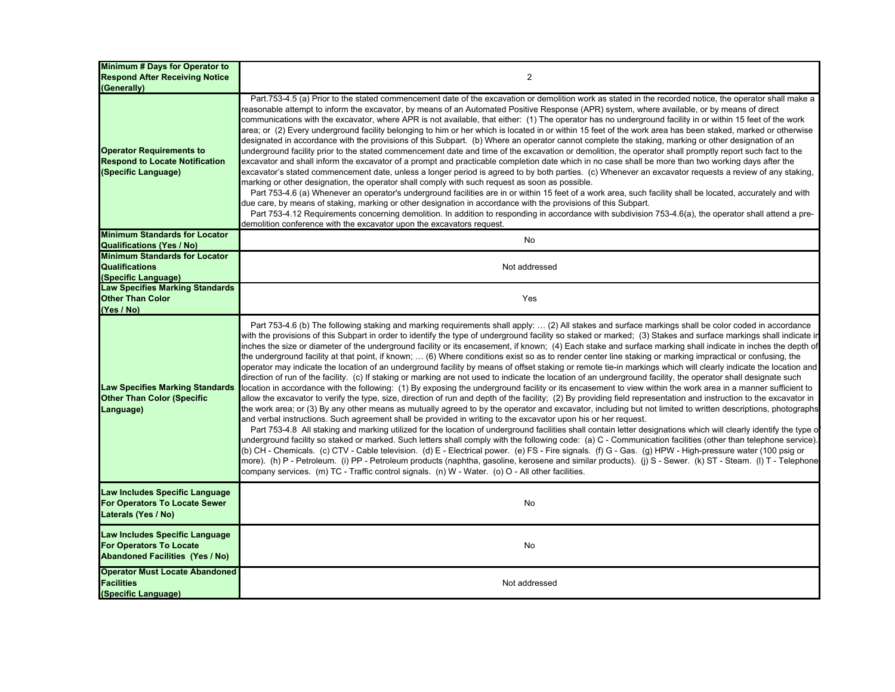| | |
|---|---|
| **Minimum # Days for Operator to Respond After Receiving Notice (Generally)** | 2 |
| **Operator Requirements to Respond to Locate Notification (Specific Language)** | Part.753-4.5 (a) Prior to the stated commencement date of the excavation or demolition work as stated in the recorded notice, the operator shall make a reasonable attempt to inform the excavator, by means of an Automated Positive Response (APR) system, where available, or by means of direct communications with the excavator, where APR is not available, that either: (1) The operator has no underground facility in or within 15 feet of the work area; or (2) Every underground facility belonging to him or her which is located in or within 15 feet of the work area has been staked, marked or otherwise designated in accordance with the provisions of this Subpart. (b) Where an operator cannot complete the staking, marking or other designation of an underground facility prior to the stated commencement date and time of the excavation or demolition, the operator shall promptly report such fact to the excavator and shall inform the excavator of a prompt and practicable completion date which in no case shall be more than two working days after the excavator's stated commencement date, unless a longer period is agreed to by both parties. (c) Whenever an excavator requests a review of any staking, marking or other designation, the operator shall comply with such request as soon as possible.<br>Part 753-4.6 (a) Whenever an operator's underground facilities are in or within 15 feet of a work area, such facility shall be located, accurately and with due care, by means of staking, marking or other designation in accordance with the provisions of this Subpart.<br>Part 753-4.12 Requirements concerning demolition. In addition to responding in accordance with subdivision 753-4.6(a), the operator shall attend a pre-demolition conference with the excavator upon the excavators request. |
| **Minimum Standards for Locator Qualifications (Yes / No)** | No |
| **Minimum Standards for Locator Qualifications (Specific Language)** | Not addressed |
| **Law Specifies Marking Standards Other Than Color (Yes / No)** | Yes |
| **Law Specifies Marking Standards Other Than Color (Specific Language)** | Part 753-4.6 (b) The following staking and marking requirements shall apply: … (2) All stakes and surface markings shall be color coded in accordance with the provisions of this Subpart in order to identify the type of underground facility so staked or marked; (3) Stakes and surface markings shall indicate in inches the size or diameter of the underground facility or its encasement, if known; (4) Each stake and surface marking shall indicate in inches the depth of the underground facility at that point, if known; … (6) Where conditions exist so as to render center line staking or marking impractical or confusing, the operator may indicate the location of an underground facility by means of offset staking or remote tie-in markings which will clearly indicate the location and direction of run of the facility. (c) If staking or marking are not used to indicate the location of an underground facility, the operator shall designate such location in accordance with the following: (1) By exposing the underground facility or its encasement to view within the work area in a manner sufficient to allow the excavator to verify the type, size, direction of run and depth of the facility; (2) By providing field representation and instruction to the excavator in the work area; or (3) By any other means as mutually agreed to by the operator and excavator, including but not limited to written descriptions, photographs and verbal instructions. Such agreement shall be provided in writing to the excavator upon his or her request.<br>Part 753-4.8 All staking and marking utilized for the location of underground facilities shall contain letter designations which will clearly identify the type of underground facility so staked or marked. Such letters shall comply with the following code: (a) C - Communication facilities (other than telephone service). (b) CH - Chemicals. (c) CTV - Cable television. (d) E - Electrical power. (e) FS - Fire signals. (f) G - Gas. (g) HPW - High-pressure water (100 psig or more). (h) P - Petroleum. (i) PP - Petroleum products (naphtha, gasoline, kerosene and similar products). (j) S - Sewer. (k) ST - Steam. (l) T - Telephone company services. (m) TC - Traffic control signals. (n) W - Water. (o) O - All other facilities. |
| **Law Includes Specific Language For Operators To Locate Sewer Laterals (Yes / No)** | No |
| **Law Includes Specific Language For Operators To Locate Abandoned Facilities (Yes / No)** | No |
| **Operator Must Locate Abandoned Facilities (Specific Language)** | Not addressed |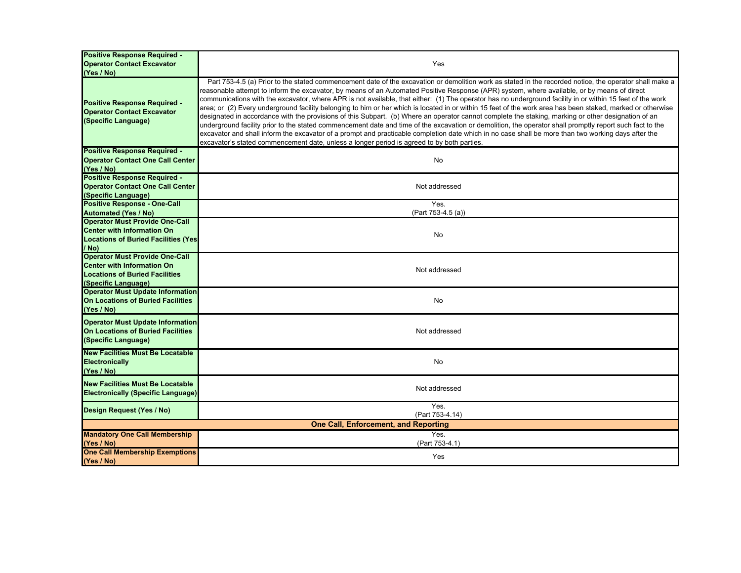| | |
|---|---|
| **Positive Response Required - Operator Contact Excavator (Yes / No)** | Yes |
| **Positive Response Required - Operator Contact Excavator (Specific Language)** | Part 753-4.5 (a) Prior to the stated commencement date of the excavation or demolition work as stated in the recorded notice, the operator shall make a reasonable attempt to inform the excavator, by means of an Automated Positive Response (APR) system, where available, or by means of direct communications with the excavator, where APR is not available, that either: (1) The operator has no underground facility in or within 15 feet of the work area; or (2) Every underground facility belonging to him or her which is located in or within 15 feet of the work area has been staked, marked or otherwise designated in accordance with the provisions of this Subpart. (b) Where an operator cannot complete the staking, marking or other designation of an underground facility prior to the stated commencement date and time of the excavation or demolition, the operator shall promptly report such fact to the excavator and shall inform the excavator of a prompt and practicable completion date which in no case shall be more than two working days after the excavator's stated commencement date, unless a longer period is agreed to by both parties. |
| **Positive Response Required - Operator Contact One Call Center (Yes / No)** | No |
| **Positive Response Required - Operator Contact One Call Center (Specific Language)** | Not addressed |
| **Positive Response - One-Call Automated (Yes / No)** | Yes. (Part 753-4.5 (a)) |
| **Operator Must Provide One-Call Center with Information On Locations of Buried Facilities (Yes / No)** | No |
| **Operator Must Provide One-Call Center with Information On Locations of Buried Facilities (Specific Language)** | Not addressed |
| **Operator Must Update Information On Locations of Buried Facilities (Yes / No)** | No |
| **Operator Must Update Information On Locations of Buried Facilities (Specific Language)** | Not addressed |
| **New Facilities Must Be Locatable Electronically (Yes / No)** | No |
| **New Facilities Must Be Locatable Electronically (Specific Language)** | Not addressed |
| **Design Request (Yes / No)** | Yes. (Part 753-4.14) |
| **One Call, Enforcement, and Reporting** | |
| **Mandatory One Call Membership (Yes / No)** | Yes. (Part 753-4.1) |
| **One Call Membership Exemptions (Yes / No)** | Yes |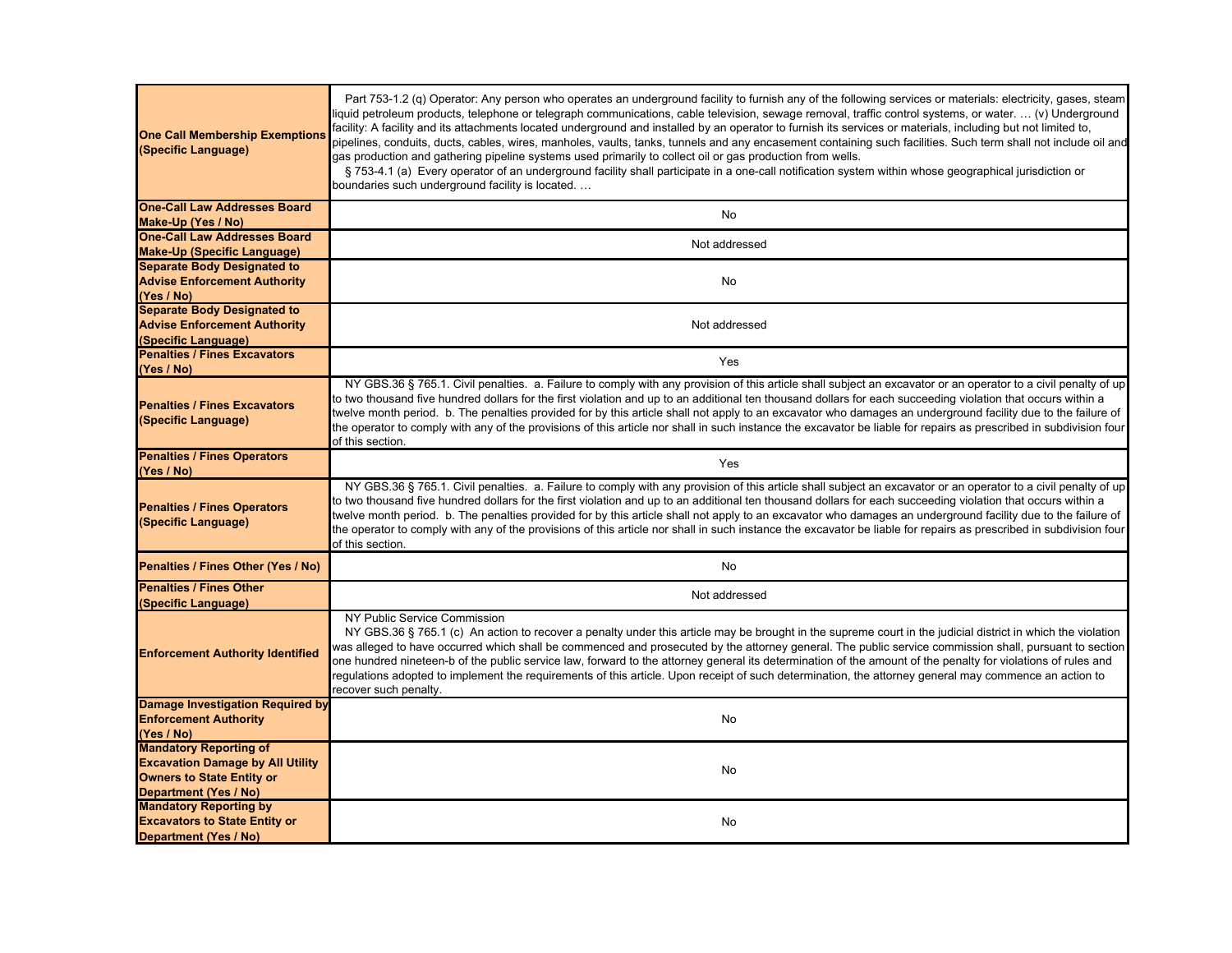| | |
|---|---|
| **One Call Membership Exemptions (Specific Language)** | Part 753-1.2 (q) Operator: Any person who operates an underground facility to furnish any of the following services or materials: electricity, gases, steam liquid petroleum products, telephone or telegraph communications, cable television, sewage removal, traffic control systems, or water. … (v) Underground facility: A facility and its attachments located underground and installed by an operator to furnish its services or materials, including but not limited to, pipelines, conduits, ducts, cables, wires, manholes, vaults, tanks, tunnels and any encasement containing such facilities. Such term shall not include oil and gas production and gathering pipeline systems used primarily to collect oil or gas production from wells. § 753-4.1 (a) Every operator of an underground facility shall participate in a one-call notification system within whose geographical jurisdiction or boundaries such underground facility is located. … |
| **One-Call Law Addresses Board Make-Up (Yes / No)** | No |
| **One-Call Law Addresses Board Make-Up (Specific Language)** | Not addressed |
| **Separate Body Designated to Advise Enforcement Authority (Yes / No)** | No |
| **Separate Body Designated to Advise Enforcement Authority (Specific Language)** | Not addressed |
| **Penalties / Fines Excavators (Yes / No)** | Yes |
| **Penalties / Fines Excavators (Specific Language)** | NY GBS.36 § 765.1. Civil penalties. a. Failure to comply with any provision of this article shall subject an excavator or an operator to a civil penalty of up to two thousand five hundred dollars for the first violation and up to an additional ten thousand dollars for each succeeding violation that occurs within a twelve month period. b. The penalties provided for by this article shall not apply to an excavator who damages an underground facility due to the failure of the operator to comply with any of the provisions of this article nor shall in such instance the excavator be liable for repairs as prescribed in subdivision four of this section. |
| **Penalties / Fines Operators (Yes / No)** | Yes |
| **Penalties / Fines Operators (Specific Language)** | NY GBS.36 § 765.1. Civil penalties. a. Failure to comply with any provision of this article shall subject an excavator or an operator to a civil penalty of up to two thousand five hundred dollars for the first violation and up to an additional ten thousand dollars for each succeeding violation that occurs within a twelve month period. b. The penalties provided for by this article shall not apply to an excavator who damages an underground facility due to the failure of the operator to comply with any of the provisions of this article nor shall in such instance the excavator be liable for repairs as prescribed in subdivision four of this section. |
| **Penalties / Fines Other (Yes / No)** | No |
| **Penalties / Fines Other (Specific Language)** | Not addressed |
| **Enforcement Authority Identified** | NY Public Service Commission<br>NY GBS.36 § 765.1 (c) An action to recover a penalty under this article may be brought in the supreme court in the judicial district in which the violation was alleged to have occurred which shall be commenced and prosecuted by the attorney general. The public service commission shall, pursuant to section one hundred nineteen-b of the public service law, forward to the attorney general its determination of the amount of the penalty for violations of rules and regulations adopted to implement the requirements of this article. Upon receipt of such determination, the attorney general may commence an action to recover such penalty. |
| **Damage Investigation Required by Enforcement Authority (Yes / No)** | No |
| **Mandatory Reporting of Excavation Damage by All Utility Owners to State Entity or Department (Yes / No)** | No |
| **Mandatory Reporting by Excavators to State Entity or Department (Yes / No)** | No |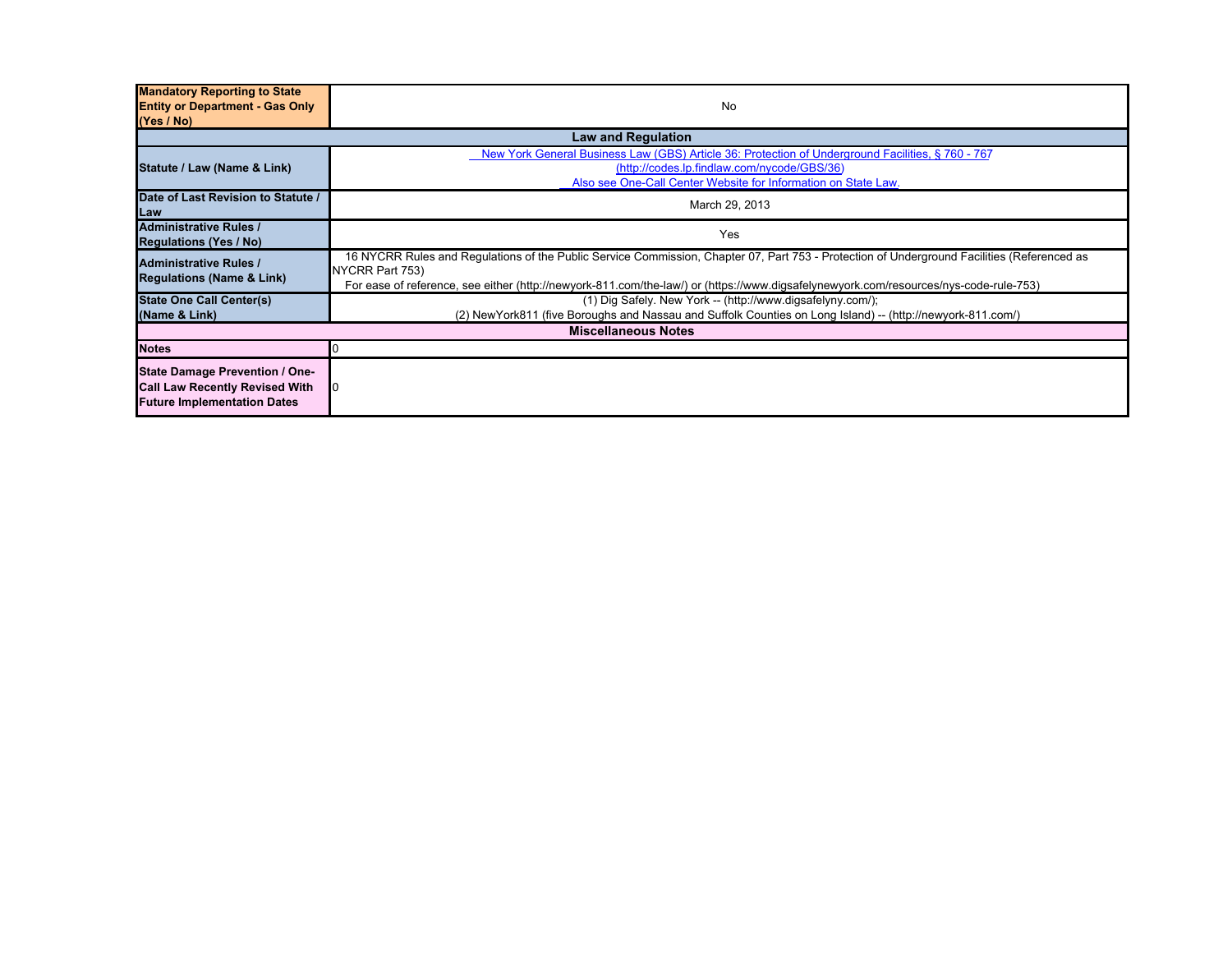| | |
|---|---|
| **Mandatory Reporting to State Entity or Department - Gas Only (Yes / No)** | No |
| **Law and Regulation** | |
| **Statute / Law (Name & Link)** | New York General Business Law (GBS) Article 36: Protection of Underground Facilities, § 760 - 767 (http://codes.lp.findlaw.com/nycode/GBS/36) Also see One-Call Center Website for Information on State Law. |
| **Date of Last Revision to Statute / Law** | March 29, 2013 |
| **Administrative Rules / Regulations (Yes / No)** | Yes |
| **Administrative Rules / Regulations (Name & Link)** | 16 NYCRR Rules and Regulations of the Public Service Commission, Chapter 07, Part 753 - Protection of Underground Facilities (Referenced as NYCRR Part 753) For ease of reference, see either (http://newyork-811.com/the-law/) or (https://www.digsafelynewyork.com/resources/nys-code-rule-753) |
| **State One Call Center(s) (Name & Link)** | (1) Dig Safely. New York -- (http://www.digsafelyny.com/); (2) NewYork811 (five Boroughs and Nassau and Suffolk Counties on Long Island) -- (http://newyork-811.com/) |
| **Miscellaneous Notes** | |
| **Notes** | 0 |
| **State Damage Prevention / One-Call Law Recently Revised With Future Implementation Dates** | 0 |